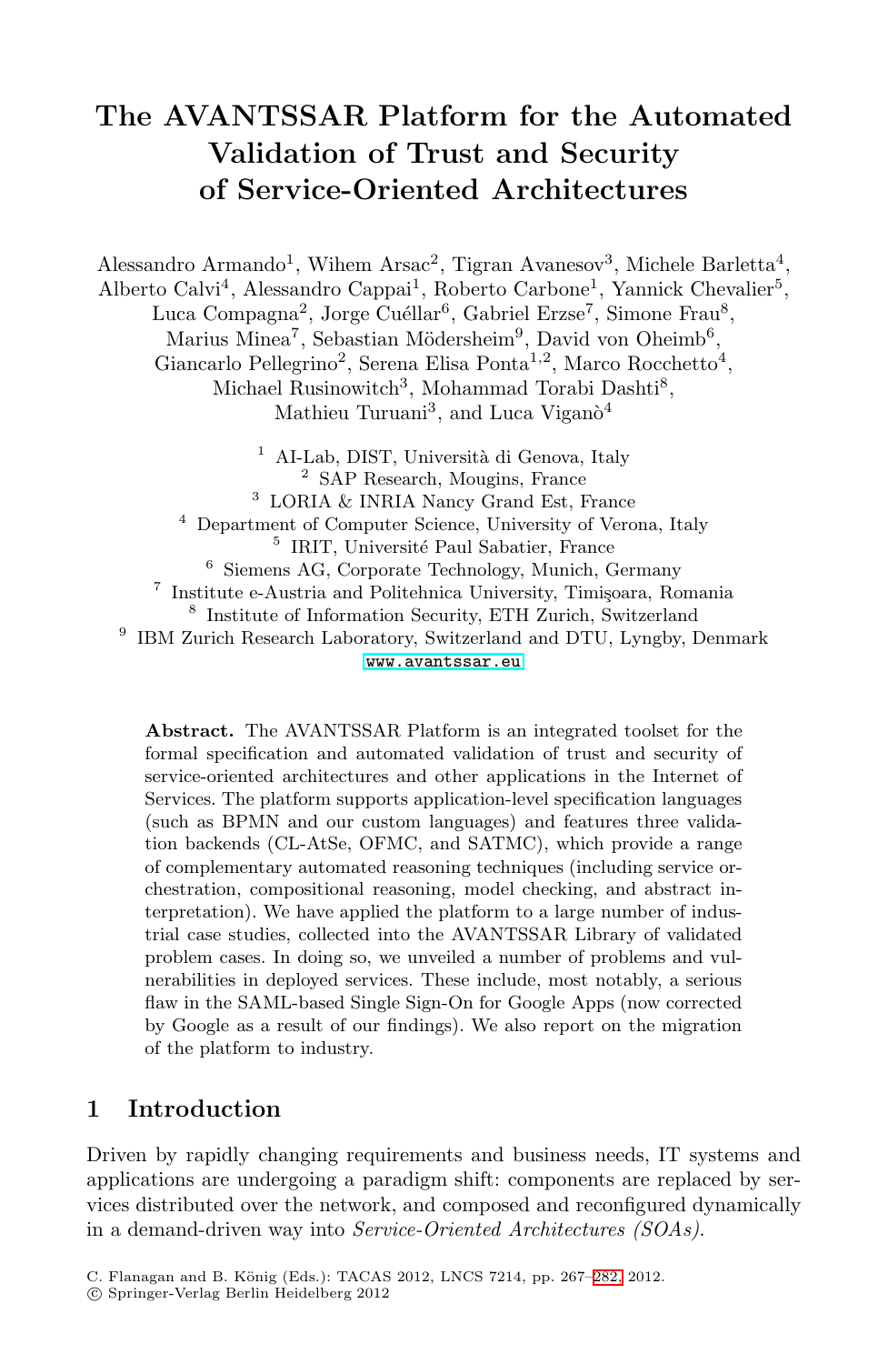# The AVANTSSAR Platform for the Automated Validation of Trust and Security of Service-Oriented Architectures

Alessandro Armando[1], Wihem Arsac[2], Tigran Avanesov[3], Michele Barletta[4], Alberto Calvi[4], Alessandro Cappai[1], Roberto Carbone[1], Yannick Chevalier[5], Luca Compagna[2], Jorge Cuéllar[6], Gabriel Erzse[7], Simone Frau[8], Marius Minea[7], Sebastian Mödersheim[9], David von Oheimb[6], Giancarlo Pellegrino[2], Serena Elisa Ponta[1,2], Marco Rocchetto[4], Michael Rusinowitch[3], Mohammad Torabi Dashti[8], Mathieu Turuani[3], and Luca Viganò[4]

[1] AI-Lab, DIST, Università di Genova, Italy
[2] SAP Research, Mougins, France
[3] LORIA & INRIA Nancy Grand Est, France
[4] Department of Computer Science, University of Verona, Italy
[5] IRIT, Université Paul Sabatier, France
[6] Siemens AG, Corporate Technology, Munich, Germany
[7] Institute e-Austria and Politehnica University, Timişoara, Romania
[8] Institute of Information Security, ETH Zurich, Switzerland
[9] IBM Zurich Research Laboratory, Switzerland and DTU, Lyngby, Denmark

www.avantssar.eu

**Abstract.** The AVANTSSAR Platform is an integrated toolset for the formal specification and automated validation of trust and security of service-oriented architectures and other applications in the Internet of Services. The platform supports application-level specification languages (such as BPMN and our custom languages) and features three validation backends (CL-AtSe, OFMC, and SATMC), which provide a range of complementary automated reasoning techniques (including service orchestration, compositional reasoning, model checking, and abstract interpretation). We have applied the platform to a large number of industrial case studies, collected into the AVANTSSAR Library of validated problem cases. In doing so, we unveiled a number of problems and vulnerabilities in deployed services. These include, most notably, a serious flaw in the SAML-based Single Sign-On for Google Apps (now corrected by Google as a result of our findings). We also report on the migration of the platform to industry.

## 1 Introduction

Driven by rapidly changing requirements and business needs, IT systems and applications are undergoing a paradigm shift: components are replaced by services distributed over the network, and composed and reconfigured dynamically in a demand-driven way into *Service-Oriented Architectures (SOAs)*.

C. Flanagan and B. König (Eds.): TACAS 2012, LNCS 7214, pp. 267–282, 2012.
© Springer-Verlag Berlin Heidelberg 2012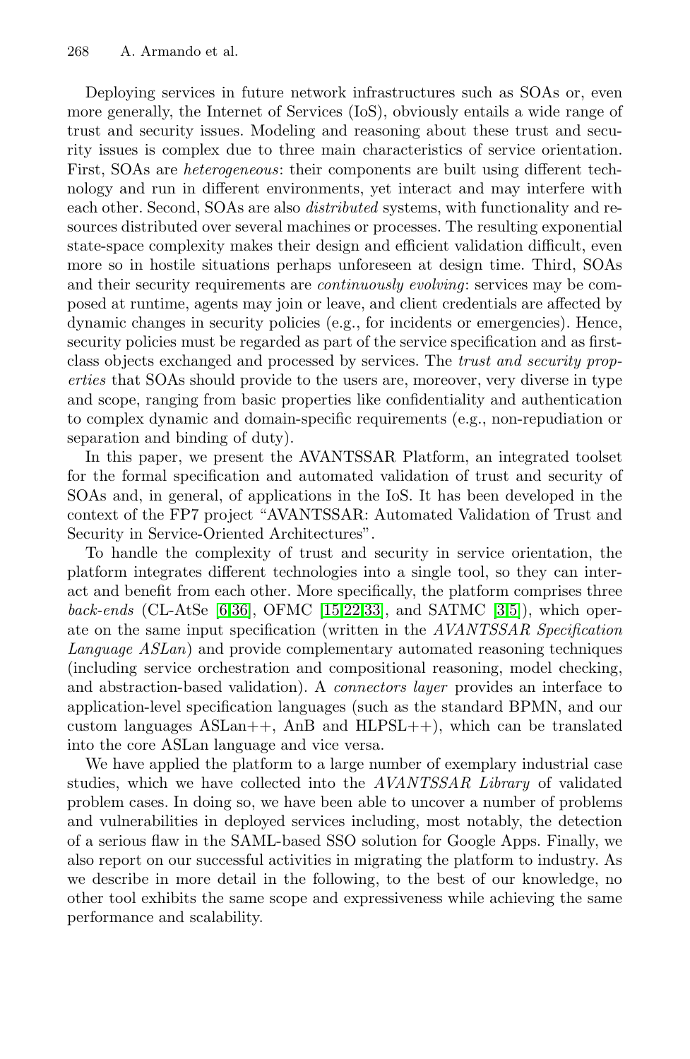Deploying services in future network infrastructures such as SOAs or, even more generally, the Internet of Services (IoS), obviously entails a wide range of trust and security issues. Modeling and reasoning about these trust and security issues is complex due to three main characteristics of service orientation. First, SOAs are *heterogeneous*: their components are built using different technology and run in different environments, yet interact and may interfere with each other. Second, SOAs are also *distributed* systems, with functionality and resources distributed over several machines or processes. The resulting exponential state-space complexity makes their design and efficient validation difficult, even more so in hostile situations perhaps unforeseen at design time. Third, SOAs and their security requirements are *continuously evolving*: services may be composed at runtime, agents may join or leave, and client credentials are affected by dynamic changes in security policies (e.g., for incidents or emergencies). Hence, security policies must be regarded as part of the service specification and as first-class objects exchanged and processed by services. The *trust and security properties* that SOAs should provide to the users are, moreover, very diverse in type and scope, ranging from basic properties like confidentiality and authentication to complex dynamic and domain-specific requirements (e.g., non-repudiation or separation and binding of duty).

In this paper, we present the AVANTSSAR Platform, an integrated toolset for the formal specification and automated validation of trust and security of SOAs and, in general, of applications in the IoS. It has been developed in the context of the FP7 project "AVANTSSAR: Automated Validation of Trust and Security in Service-Oriented Architectures".

To handle the complexity of trust and security in service orientation, the platform integrates different technologies into a single tool, so they can interact and benefit from each other. More specifically, the platform comprises three *back-ends* (CL-AtSe [6,36], OFMC [15,22,33], and SATMC [3,5]), which operate on the same input specification (written in the *AVANTSSAR Specification Language ASLan*) and provide complementary automated reasoning techniques (including service orchestration and compositional reasoning, model checking, and abstraction-based validation). A *connectors layer* provides an interface to application-level specification languages (such as the standard BPMN, and our custom languages ASLan++, AnB and HLPSL++), which can be translated into the core ASLan language and vice versa.

We have applied the platform to a large number of exemplary industrial case studies, which we have collected into the *AVANTSSAR Library* of validated problem cases. In doing so, we have been able to uncover a number of problems and vulnerabilities in deployed services including, most notably, the detection of a serious flaw in the SAML-based SSO solution for Google Apps. Finally, we also report on our successful activities in migrating the platform to industry. As we describe in more detail in the following, to the best of our knowledge, no other tool exhibits the same scope and expressiveness while achieving the same performance and scalability.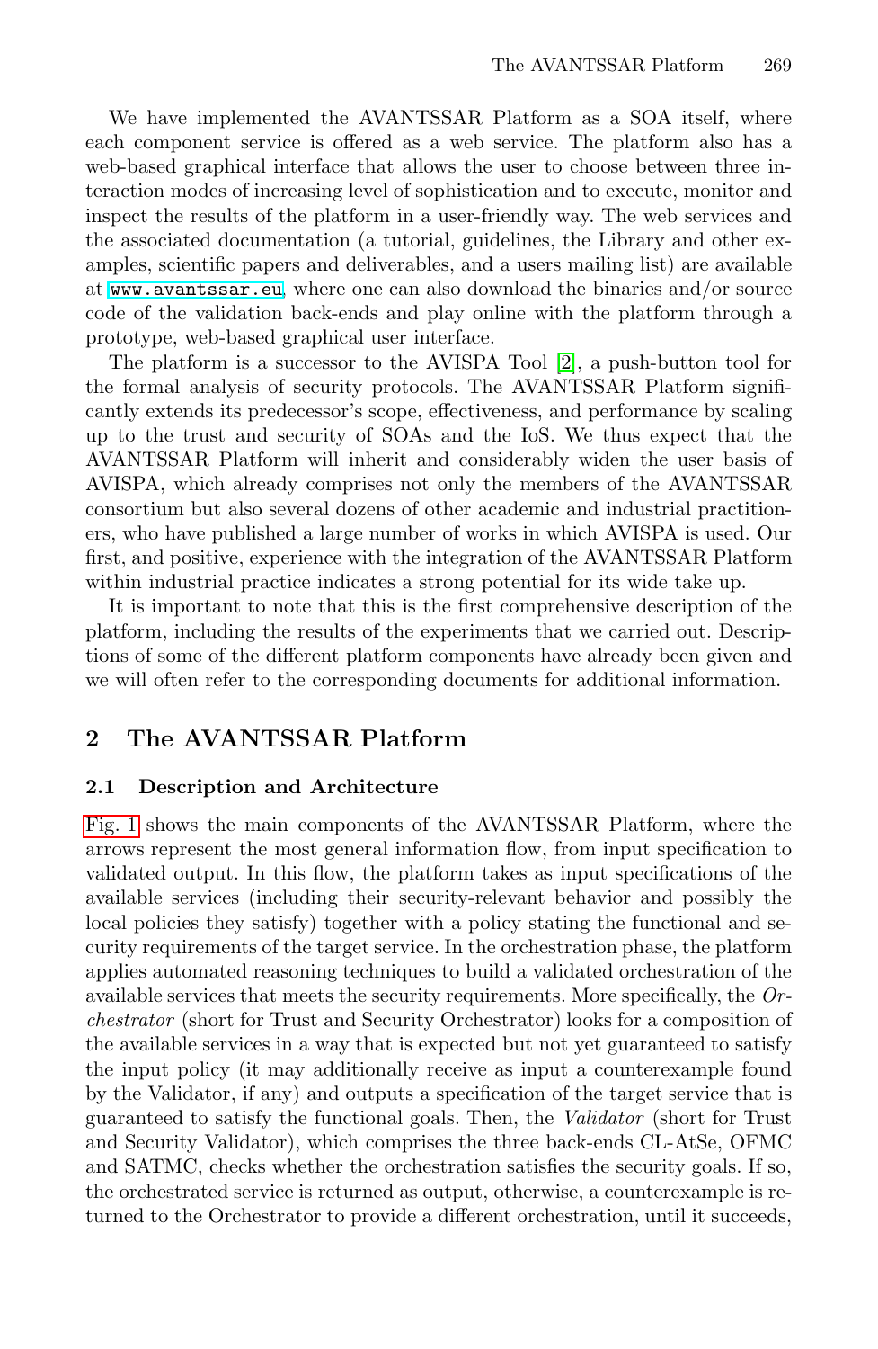We have implemented the AVANTSSAR Platform as a SOA itself, where each component service is offered as a web service. The platform also has a web-based graphical interface that allows the user to choose between three interaction modes of increasing level of sophistication and to execute, monitor and inspect the results of the platform in a user-friendly way. The web services and the associated documentation (a tutorial, guidelines, the Library and other examples, scientific papers and deliverables, and a users mailing list) are available at www.avantssar.eu, where one can also download the binaries and/or source code of the validation back-ends and play online with the platform through a prototype, web-based graphical user interface.

The platform is a successor to the AVISPA Tool [2], a push-button tool for the formal analysis of security protocols. The AVANTSSAR Platform significantly extends its predecessor's scope, effectiveness, and performance by scaling up to the trust and security of SOAs and the IoS. We thus expect that the AVANTSSAR Platform will inherit and considerably widen the user basis of AVISPA, which already comprises not only the members of the AVANTSSAR consortium but also several dozens of other academic and industrial practitioners, who have published a large number of works in which AVISPA is used. Our first, and positive, experience with the integration of the AVANTSSAR Platform within industrial practice indicates a strong potential for its wide take up.

It is important to note that this is the first comprehensive description of the platform, including the results of the experiments that we carried out. Descriptions of some of the different platform components have already been given and we will often refer to the corresponding documents for additional information.

## 2 The AVANTSSAR Platform

### 2.1 Description and Architecture

Fig. 1 shows the main components of the AVANTSSAR Platform, where the arrows represent the most general information flow, from input specification to validated output. In this flow, the platform takes as input specifications of the available services (including their security-relevant behavior and possibly the local policies they satisfy) together with a policy stating the functional and security requirements of the target service. In the orchestration phase, the platform applies automated reasoning techniques to build a validated orchestration of the available services that meets the security requirements. More specifically, the *Orchestrator* (short for Trust and Security Orchestrator) looks for a composition of the available services in a way that is expected but not yet guaranteed to satisfy the input policy (it may additionally receive as input a counterexample found by the Validator, if any) and outputs a specification of the target service that is guaranteed to satisfy the functional goals. Then, the *Validator* (short for Trust and Security Validator), which comprises the three back-ends CL-AtSe, OFMC and SATMC, checks whether the orchestration satisfies the security goals. If so, the orchestrated service is returned as output, otherwise, a counterexample is returned to the Orchestrator to provide a different orchestration, until it succeeds,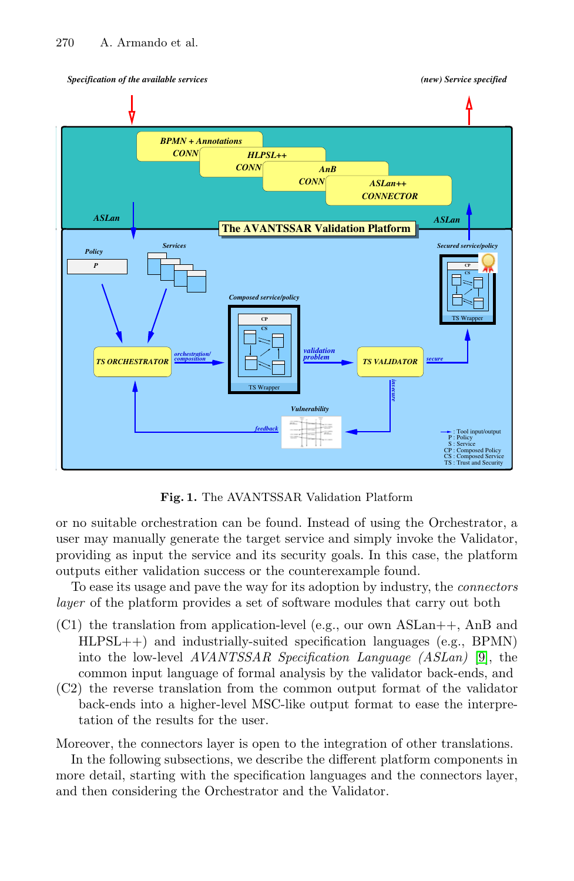Fig. 1. The AVANTSSAR Validation Platform

or no suitable orchestration can be found. Instead of using the Orchestrator, a user may manually generate the target service and simply invoke the Validator, providing as input the service and its security goals. In this case, the platform outputs either validation success or the counterexample found.

To ease its usage and pave the way for its adoption by industry, the *connectors layer* of the platform provides a set of software modules that carry out both

- (C1) the translation from application-level (e.g., our own ASLan++, AnB and HLPSL++) and industrially-suited specification languages (e.g., BPMN) into the low-level *AVANTSSAR Specification Language (ASLan)* [9], the common input language of formal analysis by the validator back-ends, and
- (C2) the reverse translation from the common output format of the validator back-ends into a higher-level MSC-like output format to ease the interpretation of the results for the user.

Moreover, the connectors layer is open to the integration of other translations.

In the following subsections, we describe the different platform components in more detail, starting with the specification languages and the connectors layer, and then considering the Orchestrator and the Validator.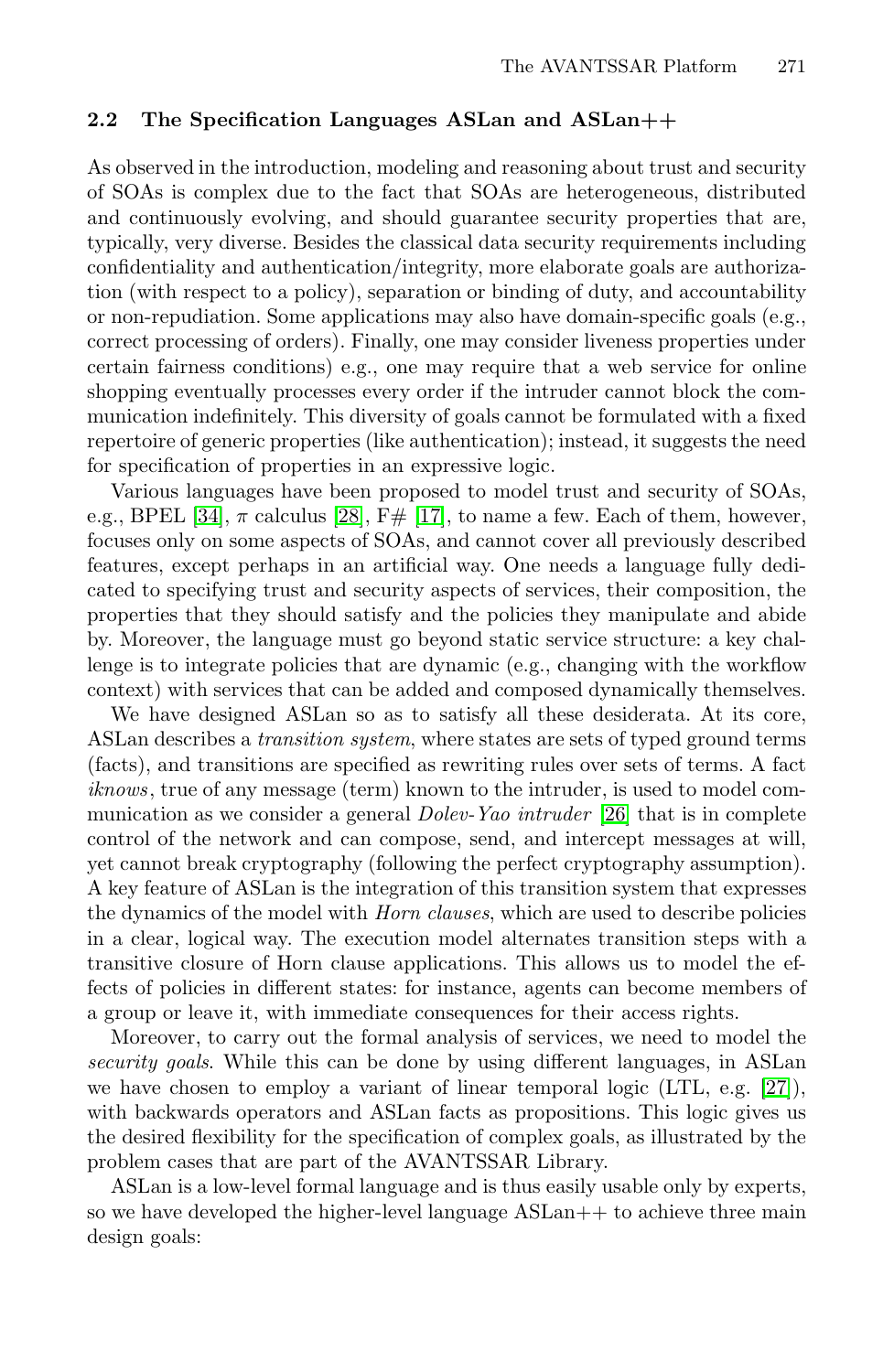### 2.2 The Specification Languages ASLan and ASLan++

As observed in the introduction, modeling and reasoning about trust and security of SOAs is complex due to the fact that SOAs are heterogeneous, distributed and continuously evolving, and should guarantee security properties that are, typically, very diverse. Besides the classical data security requirements including confidentiality and authentication/integrity, more elaborate goals are authorization (with respect to a policy), separation or binding of duty, and accountability or non-repudiation. Some applications may also have domain-specific goals (e.g., correct processing of orders). Finally, one may consider liveness properties under certain fairness conditions) e.g., one may require that a web service for online shopping eventually processes every order if the intruder cannot block the communication indefinitely. This diversity of goals cannot be formulated with a fixed repertoire of generic properties (like authentication); instead, it suggests the need for specification of properties in an expressive logic.

Various languages have been proposed to model trust and security of SOAs, e.g., BPEL [34], $\pi$ calculus [28], F# [17], to name a few. Each of them, however, focuses only on some aspects of SOAs, and cannot cover all previously described features, except perhaps in an artificial way. One needs a language fully dedicated to specifying trust and security aspects of services, their composition, the properties that they should satisfy and the policies they manipulate and abide by. Moreover, the language must go beyond static service structure: a key challenge is to integrate policies that are dynamic (e.g., changing with the workflow context) with services that can be added and composed dynamically themselves.

We have designed ASLan so as to satisfy all these desiderata. At its core, ASLan describes a *transition system*, where states are sets of typed ground terms (facts), and transitions are specified as rewriting rules over sets of terms. A fact *iknows*, true of any message (term) known to the intruder, is used to model communication as we consider a general *Dolev-Yao intruder* [26] that is in complete control of the network and can compose, send, and intercept messages at will, yet cannot break cryptography (following the perfect cryptography assumption). A key feature of ASLan is the integration of this transition system that expresses the dynamics of the model with *Horn clauses*, which are used to describe policies in a clear, logical way. The execution model alternates transition steps with a transitive closure of Horn clause applications. This allows us to model the effects of policies in different states: for instance, agents can become members of a group or leave it, with immediate consequences for their access rights.

Moreover, to carry out the formal analysis of services, we need to model the *security goals*. While this can be done by using different languages, in ASLan we have chosen to employ a variant of linear temporal logic (LTL, e.g. [27]), with backwards operators and ASLan facts as propositions. This logic gives us the desired flexibility for the specification of complex goals, as illustrated by the problem cases that are part of the AVANTSSAR Library.

ASLan is a low-level formal language and is thus easily usable only by experts, so we have developed the higher-level language ASLan++ to achieve three main design goals: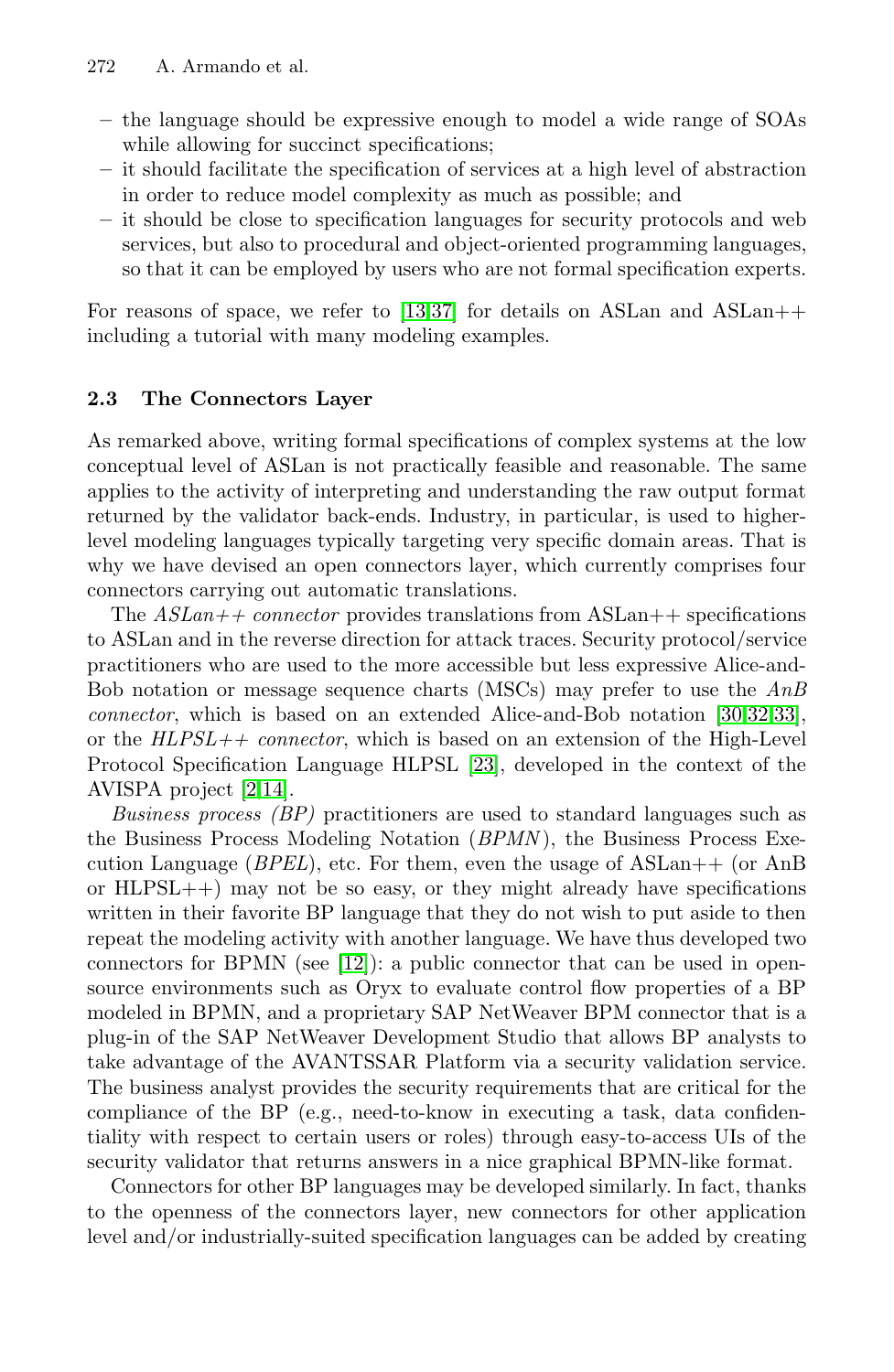- the language should be expressive enough to model a wide range of SOAs while allowing for succinct specifications;
- it should facilitate the specification of services at a high level of abstraction in order to reduce model complexity as much as possible; and
- it should be close to specification languages for security protocols and web services, but also to procedural and object-oriented programming languages, so that it can be employed by users who are not formal specification experts.

For reasons of space, we refer to [13,37] for details on ASLan and ASLan++ including a tutorial with many modeling examples.

### 2.3 The Connectors Layer

As remarked above, writing formal specifications of complex systems at the low conceptual level of ASLan is not practically feasible and reasonable. The same applies to the activity of interpreting and understanding the raw output format returned by the validator back-ends. Industry, in particular, is used to higher-level modeling languages typically targeting very specific domain areas. That is why we have devised an open connectors layer, which currently comprises four connectors carrying out automatic translations.

The *ASLan++ connector* provides translations from ASLan++ specifications to ASLan and in the reverse direction for attack traces. Security protocol/service practitioners who are used to the more accessible but less expressive Alice-and-Bob notation or message sequence charts (MSCs) may prefer to use the *AnB connector*, which is based on an extended Alice-and-Bob notation [30,32,33], or the *HLPSL++ connector*, which is based on an extension of the High-Level Protocol Specification Language HLPSL [23], developed in the context of the AVISPA project [2,14].

*Business process (BP)* practitioners are used to standard languages such as the Business Process Modeling Notation (*BPMN*), the Business Process Execution Language (*BPEL*), etc. For them, even the usage of ASLan++ (or AnB or HLPSL++) may not be so easy, or they might already have specifications written in their favorite BP language that they do not wish to put aside to then repeat the modeling activity with another language. We have thus developed two connectors for BPMN (see [12]): a public connector that can be used in open-source environments such as Oryx to evaluate control flow properties of a BP modeled in BPMN, and a proprietary SAP NetWeaver BPM connector that is a plug-in of the SAP NetWeaver Development Studio that allows BP analysts to take advantage of the AVANTSSAR Platform via a security validation service. The business analyst provides the security requirements that are critical for the compliance of the BP (e.g., need-to-know in executing a task, data confidentiality with respect to certain users or roles) through easy-to-access UIs of the security validator that returns answers in a nice graphical BPMN-like format.

Connectors for other BP languages may be developed similarly. In fact, thanks to the openness of the connectors layer, new connectors for other application level and/or industrially-suited specification languages can be added by creating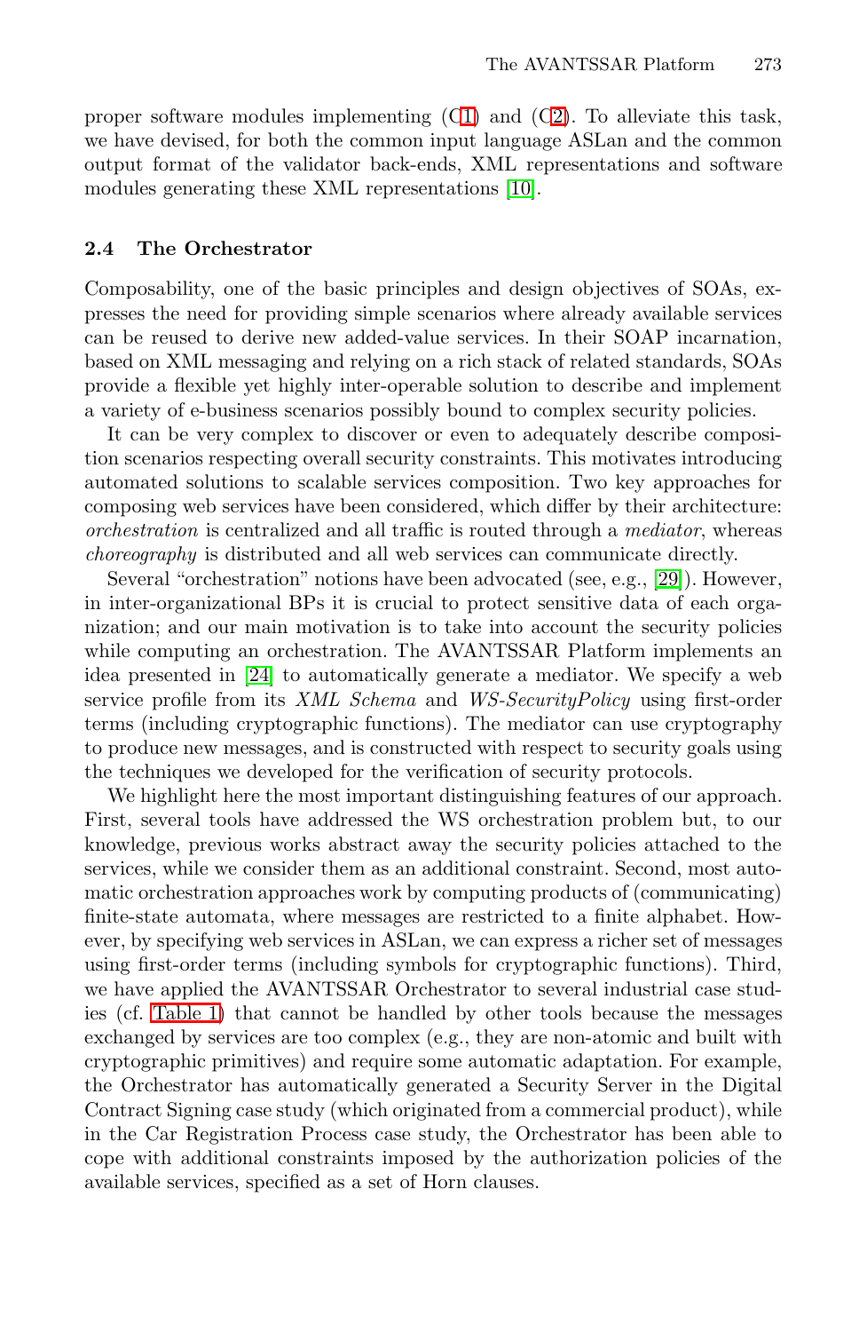proper software modules implementing (C1) and (C2). To alleviate this task, we have devised, for both the common input language ASLan and the common output format of the validator back-ends, XML representations and software modules generating these XML representations [10].

### 2.4 The Orchestrator

Composability, one of the basic principles and design objectives of SOAs, expresses the need for providing simple scenarios where already available services can be reused to derive new added-value services. In their SOAP incarnation, based on XML messaging and relying on a rich stack of related standards, SOAs provide a flexible yet highly inter-operable solution to describe and implement a variety of e-business scenarios possibly bound to complex security policies.

It can be very complex to discover or even to adequately describe composition scenarios respecting overall security constraints. This motivates introducing automated solutions to scalable services composition. Two key approaches for composing web services have been considered, which differ by their architecture: *orchestration* is centralized and all traffic is routed through a *mediator*, whereas *choreography* is distributed and all web services can communicate directly.

Several "orchestration" notions have been advocated (see, e.g., [29]). However, in inter-organizational BPs it is crucial to protect sensitive data of each organization; and our main motivation is to take into account the security policies while computing an orchestration. The AVANTSSAR Platform implements an idea presented in [24] to automatically generate a mediator. We specify a web service profile from its *XML Schema* and *WS-SecurityPolicy* using first-order terms (including cryptographic functions). The mediator can use cryptography to produce new messages, and is constructed with respect to security goals using the techniques we developed for the verification of security protocols.

We highlight here the most important distinguishing features of our approach. First, several tools have addressed the WS orchestration problem but, to our knowledge, previous works abstract away the security policies attached to the services, while we consider them as an additional constraint. Second, most automatic orchestration approaches work by computing products of (communicating) finite-state automata, where messages are restricted to a finite alphabet. However, by specifying web services in ASLan, we can express a richer set of messages using first-order terms (including symbols for cryptographic functions). Third, we have applied the AVANTSSAR Orchestrator to several industrial case studies (cf. Table 1) that cannot be handled by other tools because the messages exchanged by services are too complex (e.g., they are non-atomic and built with cryptographic primitives) and require some automatic adaptation. For example, the Orchestrator has automatically generated a Security Server in the Digital Contract Signing case study (which originated from a commercial product), while in the Car Registration Process case study, the Orchestrator has been able to cope with additional constraints imposed by the authorization policies of the available services, specified as a set of Horn clauses.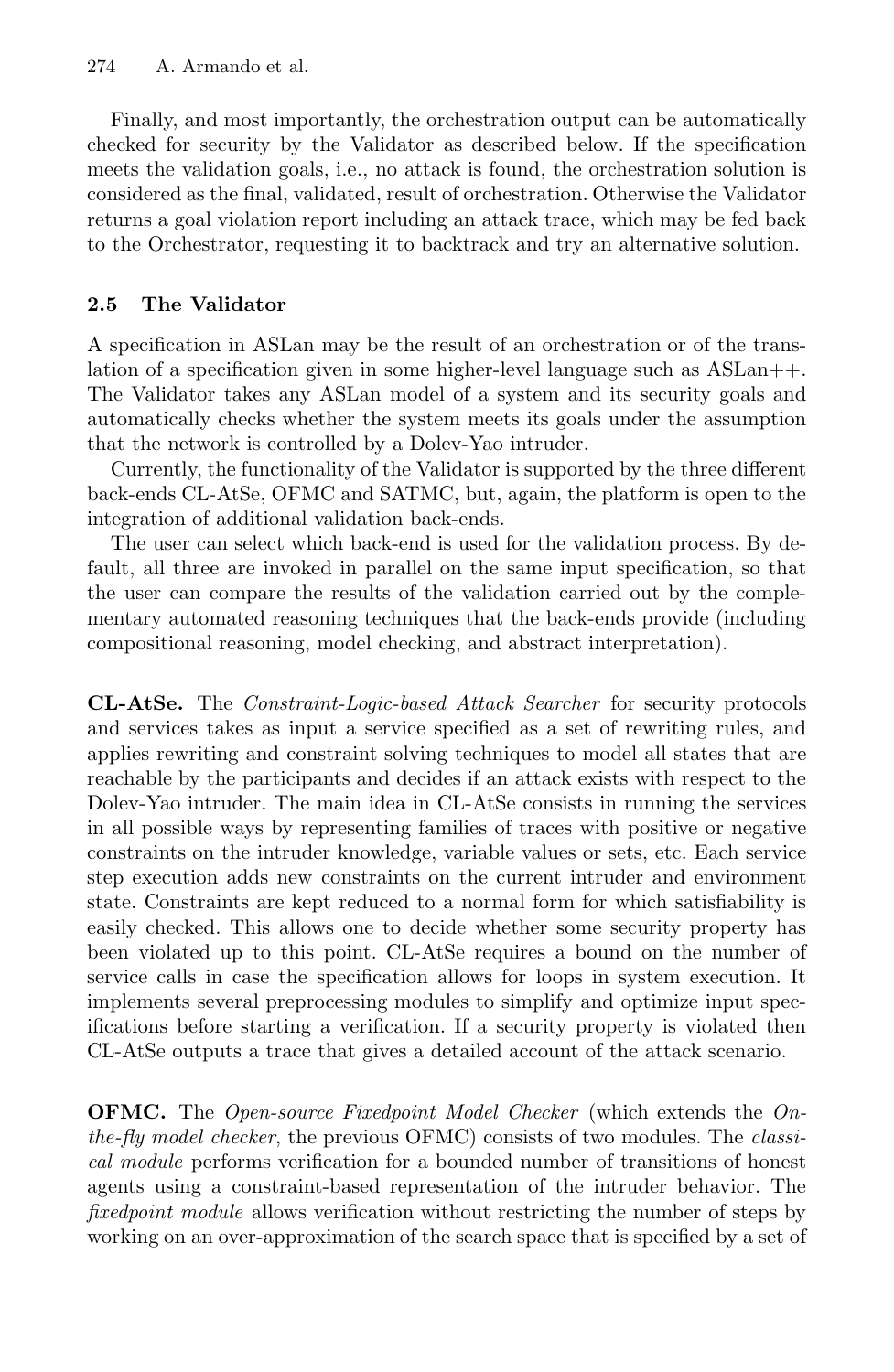Finally, and most importantly, the orchestration output can be automatically checked for security by the Validator as described below. If the specification meets the validation goals, i.e., no attack is found, the orchestration solution is considered as the final, validated, result of orchestration. Otherwise the Validator returns a goal violation report including an attack trace, which may be fed back to the Orchestrator, requesting it to backtrack and try an alternative solution.

### 2.5 The Validator

A specification in ASLan may be the result of an orchestration or of the translation of a specification given in some higher-level language such as ASLan++. The Validator takes any ASLan model of a system and its security goals and automatically checks whether the system meets its goals under the assumption that the network is controlled by a Dolev-Yao intruder.

Currently, the functionality of the Validator is supported by the three different back-ends CL-AtSe, OFMC and SATMC, but, again, the platform is open to the integration of additional validation back-ends.

The user can select which back-end is used for the validation process. By default, all three are invoked in parallel on the same input specification, so that the user can compare the results of the validation carried out by the complementary automated reasoning techniques that the back-ends provide (including compositional reasoning, model checking, and abstract interpretation).

**CL-AtSe.** The *Constraint-Logic-based Attack Searcher* for security protocols and services takes as input a service specified as a set of rewriting rules, and applies rewriting and constraint solving techniques to model all states that are reachable by the participants and decides if an attack exists with respect to the Dolev-Yao intruder. The main idea in CL-AtSe consists in running the services in all possible ways by representing families of traces with positive or negative constraints on the intruder knowledge, variable values or sets, etc. Each service step execution adds new constraints on the current intruder and environment state. Constraints are kept reduced to a normal form for which satisfiability is easily checked. This allows one to decide whether some security property has been violated up to this point. CL-AtSe requires a bound on the number of service calls in case the specification allows for loops in system execution. It implements several preprocessing modules to simplify and optimize input specifications before starting a verification. If a security property is violated then CL-AtSe outputs a trace that gives a detailed account of the attack scenario.

**OFMC.** The *Open-source Fixedpoint Model Checker* (which extends the *On-the-fly model checker*, the previous OFMC) consists of two modules. The *classical module* performs verification for a bounded number of transitions of honest agents using a constraint-based representation of the intruder behavior. The *fixedpoint module* allows verification without restricting the number of steps by working on an over-approximation of the search space that is specified by a set of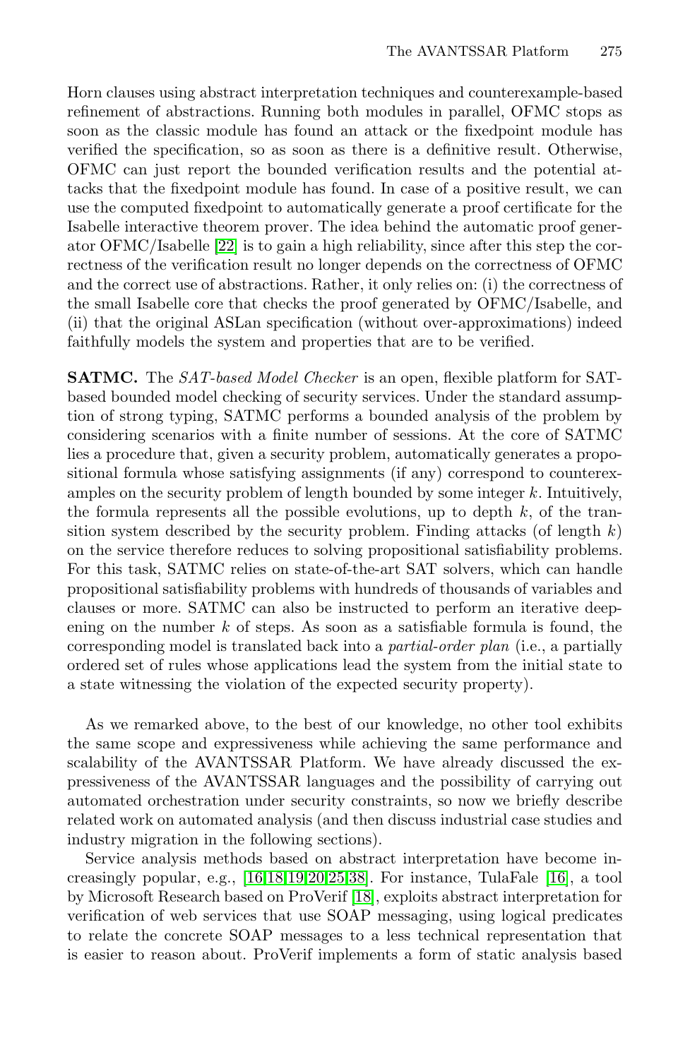Horn clauses using abstract interpretation techniques and counterexample-based refinement of abstractions. Running both modules in parallel, OFMC stops as soon as the classic module has found an attack or the fixedpoint module has verified the specification, so as soon as there is a definitive result. Otherwise, OFMC can just report the bounded verification results and the potential attacks that the fixedpoint module has found. In case of a positive result, we can use the computed fixedpoint to automatically generate a proof certificate for the Isabelle interactive theorem prover. The idea behind the automatic proof generator OFMC/Isabelle [22] is to gain a high reliability, since after this step the correctness of the verification result no longer depends on the correctness of OFMC and the correct use of abstractions. Rather, it only relies on: (i) the correctness of the small Isabelle core that checks the proof generated by OFMC/Isabelle, and (ii) that the original ASLan specification (without over-approximations) indeed faithfully models the system and properties that are to be verified.

**SATMC.** The *SAT-based Model Checker* is an open, flexible platform for SAT-based bounded model checking of security services. Under the standard assumption of strong typing, SATMC performs a bounded analysis of the problem by considering scenarios with a finite number of sessions. At the core of SATMC lies a procedure that, given a security problem, automatically generates a propositional formula whose satisfying assignments (if any) correspond to counterexamples on the security problem of length bounded by some integer $k$. Intuitively, the formula represents all the possible evolutions, up to depth $k$, of the transition system described by the security problem. Finding attacks (of length $k$) on the service therefore reduces to solving propositional satisfiability problems. For this task, SATMC relies on state-of-the-art SAT solvers, which can handle propositional satisfiability problems with hundreds of thousands of variables and clauses or more. SATMC can also be instructed to perform an iterative deepening on the number $k$ of steps. As soon as a satisfiable formula is found, the corresponding model is translated back into a *partial-order plan* (i.e., a partially ordered set of rules whose applications lead the system from the initial state to a state witnessing the violation of the expected security property).

As we remarked above, to the best of our knowledge, no other tool exhibits the same scope and expressiveness while achieving the same performance and scalability of the AVANTSSAR Platform. We have already discussed the expressiveness of the AVANTSSAR languages and the possibility of carrying out automated orchestration under security constraints, so now we briefly describe related work on automated analysis (and then discuss industrial case studies and industry migration in the following sections).

Service analysis methods based on abstract interpretation have become increasingly popular, e.g., [16,18,19,20,25,38]. For instance, TulaFale [16], a tool by Microsoft Research based on ProVerif [18], exploits abstract interpretation for verification of web services that use SOAP messaging, using logical predicates to relate the concrete SOAP messages to a less technical representation that is easier to reason about. ProVerif implements a form of static analysis based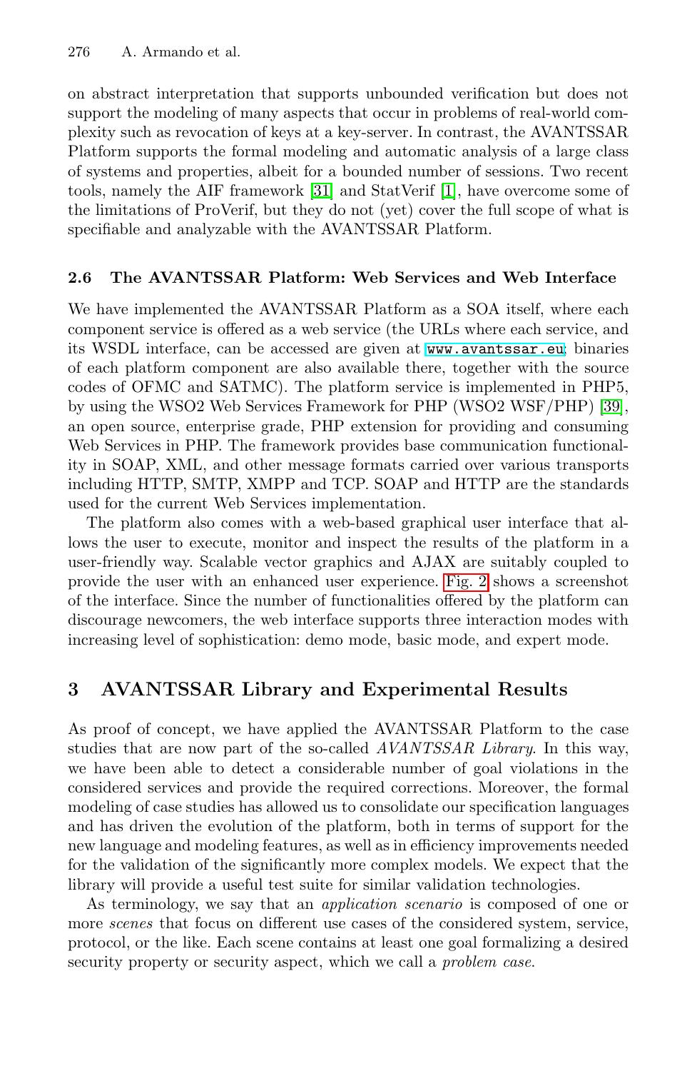on abstract interpretation that supports unbounded verification but does not support the modeling of many aspects that occur in problems of real-world complexity such as revocation of keys at a key-server. In contrast, the AVANTSSAR Platform supports the formal modeling and automatic analysis of a large class of systems and properties, albeit for a bounded number of sessions. Two recent tools, namely the AIF framework [31] and StatVerif [1], have overcome some of the limitations of ProVerif, but they do not (yet) cover the full scope of what is specifiable and analyzable with the AVANTSSAR Platform.

### 2.6 The AVANTSSAR Platform: Web Services and Web Interface

We have implemented the AVANTSSAR Platform as a SOA itself, where each component service is offered as a web service (the URLs where each service, and its WSDL interface, can be accessed are given at `www.avantssar.eu`; binaries of each platform component are also available there, together with the source codes of OFMC and SATMC). The platform service is implemented in PHP5, by using the WSO2 Web Services Framework for PHP (WSO2 WSF/PHP) [39], an open source, enterprise grade, PHP extension for providing and consuming Web Services in PHP. The framework provides base communication functionality in SOAP, XML, and other message formats carried over various transports including HTTP, SMTP, XMPP and TCP. SOAP and HTTP are the standards used for the current Web Services implementation.

The platform also comes with a web-based graphical user interface that allows the user to execute, monitor and inspect the results of the platform in a user-friendly way. Scalable vector graphics and AJAX are suitably coupled to provide the user with an enhanced user experience. Fig. 2 shows a screenshot of the interface. Since the number of functionalities offered by the platform can discourage newcomers, the web interface supports three interaction modes with increasing level of sophistication: demo mode, basic mode, and expert mode.

## 3 AVANTSSAR Library and Experimental Results

As proof of concept, we have applied the AVANTSSAR Platform to the case studies that are now part of the so-called *AVANTSSAR Library*. In this way, we have been able to detect a considerable number of goal violations in the considered services and provide the required corrections. Moreover, the formal modeling of case studies has allowed us to consolidate our specification languages and has driven the evolution of the platform, both in terms of support for the new language and modeling features, as well as in efficiency improvements needed for the validation of the significantly more complex models. We expect that the library will provide a useful test suite for similar validation technologies.

As terminology, we say that an *application scenario* is composed of one or more *scenes* that focus on different use cases of the considered system, service, protocol, or the like. Each scene contains at least one goal formalizing a desired security property or security aspect, which we call a *problem case*.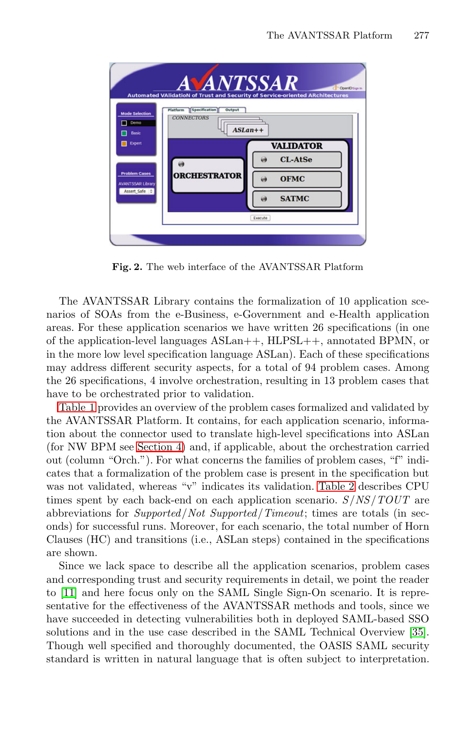Fig. 2. The web interface of the AVANTSSAR Platform

The AVANTSSAR Library contains the formalization of 10 application scenarios of SOAs from the e-Business, e-Government and e-Health application areas. For these application scenarios we have written 26 specifications (in one of the application-level languages ASLan++, HLPSL++, annotated BPMN, or in the more low level specification language ASLan). Each of these specifications may address different security aspects, for a total of 94 problem cases. Among the 26 specifications, 4 involve orchestration, resulting in 13 problem cases that have to be orchestrated prior to validation.

Table 1 provides an overview of the problem cases formalized and validated by the AVANTSSAR Platform. It contains, for each application scenario, information about the connector used to translate high-level specifications into ASLan (for NW BPM see Section 4) and, if applicable, about the orchestration carried out (column "Orch."). For what concerns the families of problem cases, "f" indicates that a formalization of the problem case is present in the specification but was not validated, whereas "v" indicates its validation. Table 2 describes CPU times spent by each back-end on each application scenario. *S*/*NS*/*TOUT* are abbreviations for *Supported*/*Not Supported*/*Timeout*; times are totals (in seconds) for successful runs. Moreover, for each scenario, the total number of Horn Clauses (HC) and transitions (i.e., ASLan steps) contained in the specifications are shown.

Since we lack space to describe all the application scenarios, problem cases and corresponding trust and security requirements in detail, we point the reader to [11] and here focus only on the SAML Single Sign-On scenario. It is representative for the effectiveness of the AVANTSSAR methods and tools, since we have succeeded in detecting vulnerabilities both in deployed SAML-based SSO solutions and in the use case described in the SAML Technical Overview [35]. Though well specified and thoroughly documented, the OASIS SAML security standard is written in natural language that is often subject to interpretation.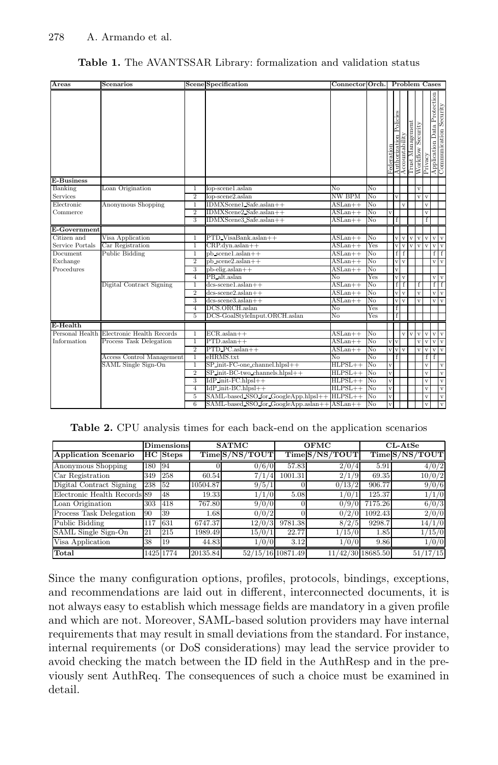**Table 1.** The AVANTSSAR Library: formalization and validation status

| Areas | Scenarios | Scene | Specification | Connector | Orch. | Federation | Authorization Policies | Accountability | Trust Management | Workflow Security | Privacy | Application Data Protection | Communication Security |
|---|---|---|---|---|---|---|---|---|---|---|---|---|---|
| | | | | | | Problem Cases | | | | | | | |
| **E-Business** | | | | | | | | | | | | | |
| Banking Services | Loan Origination | 1 | lop-scene1.aslan | No | No | | | | | v | | | |
| | | 2 | lop-scene2.aslan | NW BPM | No | | v | | | v | v | | |
| Electronic Commerce | Anonymous Shopping | 1 | IDMXScene1_Safe.aslan++ | ASLan++ | No | | | v | | | v | | |
| | | 2 | IDMXScene2_Safe.aslan++ | ASLan++ | No | v | | | | | v | | |
| | | 3 | IDMXScene3_Safe.aslan++ | ASLan++ | No | | f | | | | f | | |
| **E-Government** | | | | | | | | | | | | | |
| Citizen and Service Portals | Visa Application | 1 | PTD_VisaBank.aslan++ | ASLan++ | No | | v | v | v | v | v | v | v |
| | Car Registration | 1 | CRP.dyn.aslan++ | ASLan++ | Yes | | v | v | v | v | v | v | v |
| Document Exchange Procedures | Public Bidding | 1 | pb_scene1.aslan++ | ASLan++ | No | | f | f | | | | f | f |
| | | 2 | pb_scene2.aslan++ | ASLan++ | No | | v | v | | | | v | v |
| | | 3 | pb-elig.aslan++ | ASLan++ | No | | v | | | | | | |
| | | 4 | PB_alt.aslan | No | Yes | | v | v | | | | v | v |
| | Digital Contract Signing | 1 | dcs-scene1.aslan++ | ASLan++ | No | | f | f | | f | | f | f |
| | | 2 | dcs-scene2.aslan++ | ASLan++ | No | | v | v | | v | | v | v |
| | | 3 | dcs-scene3.aslan++ | ASLan++ | No | | v | v | | v | | v | v |
| | | 4 | DCS.ORCH.aslan | No | Yes | | f | | | | | | |
| | | 5 | DCS-GoalStyleInput.ORCH.aslan | No | Yes | | f | | | | | | |
| **E-Health** | | | | | | | | | | | | | |
| Personal Health Information | Electronic Health Records | 1 | ECR.aslan++ | ASLan++ | No | | | v | v | v | v | v | v |
| | Process Task Delegation | 1 | PTD.aslan++ | ASLan++ | No | v | v | | | v | v | v | v |
| | | 2 | PTD_PC.aslan++ | ASLan++ | No | v | v | v | | v | v | v | v |
| | Access Control Management | 1 | eHRMS.txt | No | No | | f | | | | f | f | |
| | SAML Single Sign-On | 1 | SP_init-FC-one_channel.hlpsl++ | HLPSL++ | No | v | | | | | v | | v |
| | | 2 | SP_init-BC-two_channels.hlpsl++ | HLPSL++ | No | v | | | | | v | | v |
| | | 3 | IdP_init-FC.hlpsl++ | HLPSL++ | No | v | | | | | v | | v |
| | | 4 | IdP_init-BC.hlpsl++ | HLPSL++ | No | v | | | | | v | | v |
| | | 5 | SAML-based_SSO_for_GoogleApp.hlpsl++ | HLPSL++ | No | v | | | | | v | | v |
| | | 6 | SAML-based_SSO_for_GoogleApp.aslan++ | ASLan++ | No | v | | | | | v | | v |

**Table 2.** CPU analysis times for each back-end on the application scenarios

| | Dimensions | | SATMC | | OFMC | | CL-AtSe | |
|---|---|---|---|---|---|---|---|---|
| **Application Scenario** | **HC** | **Steps** | **Time** | **S/NS/TOUT** | **Time** | **S/NS/TOUT** | **Time** | **S/NS/TOUT** |
| Anonymous Shopping | 180 | 94 | 0 | 0/6/0 | 57.83 | 2/0/4 | 5.91 | 4/0/2 |
| Car Registration | 349 | 258 | 60.54 | 7/1/4 | 1001.31 | 2/1/9 | 69.35 | 10/0/2 |
| Digital Contract Signing | 238 | 52 | 10504.87 | 9/5/1 | 0 | 0/13/2 | 906.77 | 9/0/6 |
| Electronic Health Records | 89 | 48 | 19.33 | 1/1/0 | 5.08 | 1/0/1 | 125.37 | 1/1/0 |
| Loan Origination | 303 | 418 | 767.80 | 9/0/0 | 0 | 0/9/0 | 7175.26 | 6/0/3 |
| Process Task Delegation | 90 | 39 | 1.68 | 0/0/2 | 0 | 0/2/0 | 1092.43 | 2/0/0 |
| Public Bidding | 117 | 631 | 6747.37 | 12/0/3 | 9781.38 | 8/2/5 | 9298.7 | 14/1/0 |
| SAML Single Sign-On | 21 | 215 | 1989.49 | 15/0/1 | 22.77 | 1/15/0 | 1.85 | 1/15/0 |
| Visa Application | 38 | 19 | 44.83 | 1/0/0 | 3.12 | 1/0/0 | 9.86 | 1/0/0 |
| **Total** | 1425 | 1774 | 20135.84 | 52/15/16 | 10871.49 | 11/42/30 | 18685.50 | 51/17/15 |

Since the many configuration options, profiles, protocols, bindings, exceptions, and recommendations are laid out in different, interconnected documents, it is not always easy to establish which message fields are mandatory in a given profile and which are not. Moreover, SAML-based solution providers may have internal requirements that may result in small deviations from the standard. For instance, internal requirements (or DoS considerations) may lead the service provider to avoid checking the match between the ID field in the AuthResp and in the previously sent AuthReq. The consequences of such a choice must be examined in detail.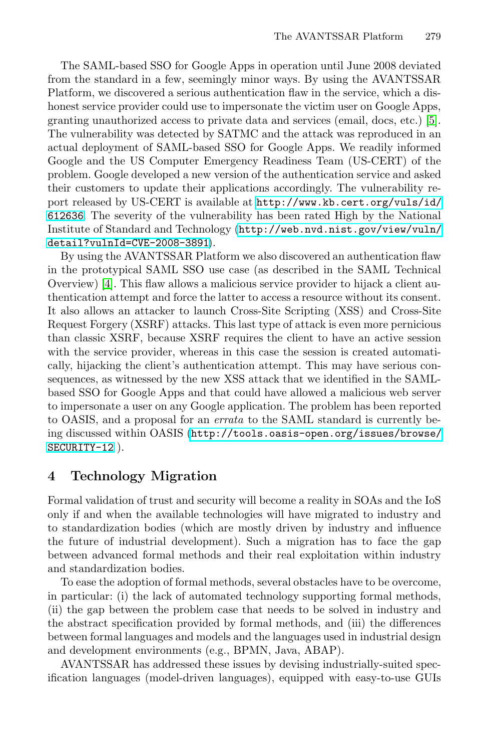The SAML-based SSO for Google Apps in operation until June 2008 deviated from the standard in a few, seemingly minor ways. By using the AVANTSSAR Platform, we discovered a serious authentication flaw in the service, which a dishonest service provider could use to impersonate the victim user on Google Apps, granting unauthorized access to private data and services (email, docs, etc.) [5]. The vulnerability was detected by SATMC and the attack was reproduced in an actual deployment of SAML-based SSO for Google Apps. We readily informed Google and the US Computer Emergency Readiness Team (US-CERT) of the problem. Google developed a new version of the authentication service and asked their customers to update their applications accordingly. The vulnerability report released by US-CERT is available at http://www.kb.cert.org/vuls/id/612636. The severity of the vulnerability has been rated High by the National Institute of Standard and Technology (http://web.nvd.nist.gov/view/vuln/detail?vulnId=CVE-2008-3891).

By using the AVANTSSAR Platform we also discovered an authentication flaw in the prototypical SAML SSO use case (as described in the SAML Technical Overview) [4]. This flaw allows a malicious service provider to hijack a client authentication attempt and force the latter to access a resource without its consent. It also allows an attacker to launch Cross-Site Scripting (XSS) and Cross-Site Request Forgery (XSRF) attacks. This last type of attack is even more pernicious than classic XSRF, because XSRF requires the client to have an active session with the service provider, whereas in this case the session is created automatically, hijacking the client's authentication attempt. This may have serious consequences, as witnessed by the new XSS attack that we identified in the SAML-based SSO for Google Apps and that could have allowed a malicious web server to impersonate a user on any Google application. The problem has been reported to OASIS, and a proposal for an *errata* to the SAML standard is currently being discussed within OASIS (http://tools.oasis-open.org/issues/browse/SECURITY-12 ).

## 4 Technology Migration

Formal validation of trust and security will become a reality in SOAs and the IoS only if and when the available technologies will have migrated to industry and to standardization bodies (which are mostly driven by industry and influence the future of industrial development). Such a migration has to face the gap between advanced formal methods and their real exploitation within industry and standardization bodies.

To ease the adoption of formal methods, several obstacles have to be overcome, in particular: (i) the lack of automated technology supporting formal methods, (ii) the gap between the problem case that needs to be solved in industry and the abstract specification provided by formal methods, and (iii) the differences between formal languages and models and the languages used in industrial design and development environments (e.g., BPMN, Java, ABAP).

AVANTSSAR has addressed these issues by devising industrially-suited specification languages (model-driven languages), equipped with easy-to-use GUIs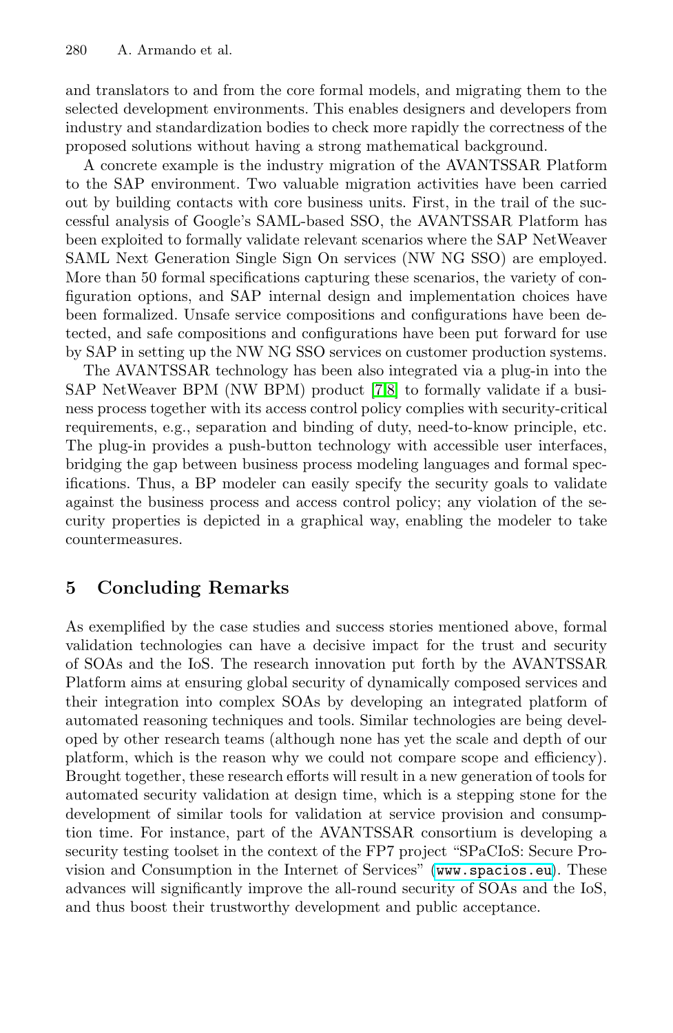and translators to and from the core formal models, and migrating them to the selected development environments. This enables designers and developers from industry and standardization bodies to check more rapidly the correctness of the proposed solutions without having a strong mathematical background.

A concrete example is the industry migration of the AVANTSSAR Platform to the SAP environment. Two valuable migration activities have been carried out by building contacts with core business units. First, in the trail of the successful analysis of Google's SAML-based SSO, the AVANTSSAR Platform has been exploited to formally validate relevant scenarios where the SAP NetWeaver SAML Next Generation Single Sign On services (NW NG SSO) are employed. More than 50 formal specifications capturing these scenarios, the variety of configuration options, and SAP internal design and implementation choices have been formalized. Unsafe service compositions and configurations have been detected, and safe compositions and configurations have been put forward for use by SAP in setting up the NW NG SSO services on customer production systems.

The AVANTSSAR technology has been also integrated via a plug-in into the SAP NetWeaver BPM (NW BPM) product [7,8] to formally validate if a business process together with its access control policy complies with security-critical requirements, e.g., separation and binding of duty, need-to-know principle, etc. The plug-in provides a push-button technology with accessible user interfaces, bridging the gap between business process modeling languages and formal specifications. Thus, a BP modeler can easily specify the security goals to validate against the business process and access control policy; any violation of the security properties is depicted in a graphical way, enabling the modeler to take countermeasures.

## 5 Concluding Remarks

As exemplified by the case studies and success stories mentioned above, formal validation technologies can have a decisive impact for the trust and security of SOAs and the IoS. The research innovation put forth by the AVANTSSAR Platform aims at ensuring global security of dynamically composed services and their integration into complex SOAs by developing an integrated platform of automated reasoning techniques and tools. Similar technologies are being developed by other research teams (although none has yet the scale and depth of our platform, which is the reason why we could not compare scope and efficiency). Brought together, these research efforts will result in a new generation of tools for automated security validation at design time, which is a stepping stone for the development of similar tools for validation at service provision and consumption time. For instance, part of the AVANTSSAR consortium is developing a security testing toolset in the context of the FP7 project "SPaCIoS: Secure Provision and Consumption in the Internet of Services" (www.spacios.eu). These advances will significantly improve the all-round security of SOAs and the IoS, and thus boost their trustworthy development and public acceptance.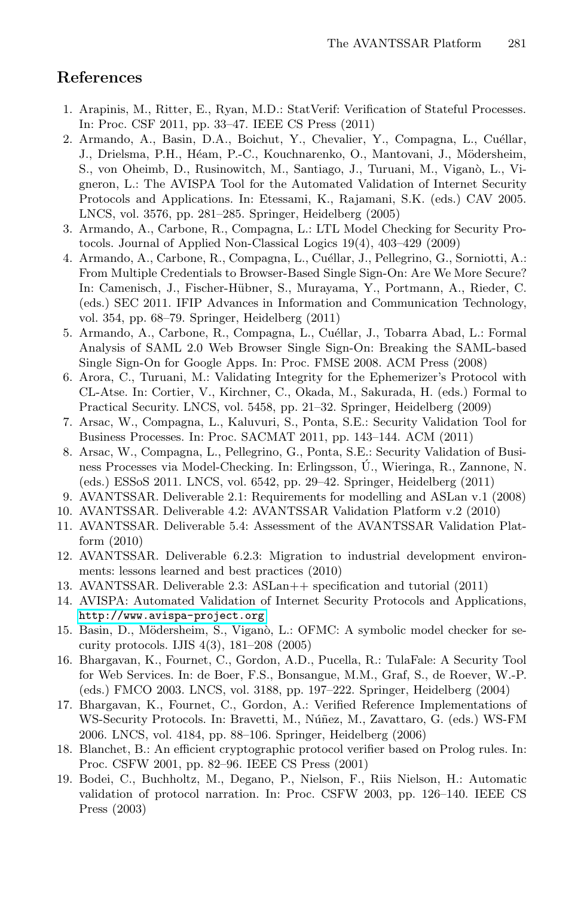## References

1. Arapinis, M., Ritter, E., Ryan, M.D.: StatVerif: Verification of Stateful Processes. In: Proc. CSF 2011, pp. 33–47. IEEE CS Press (2011)
2. Armando, A., Basin, D.A., Boichut, Y., Chevalier, Y., Compagna, L., Cuéllar, J., Drielsma, P.H., Héam, P.-C., Kouchnarenko, O., Mantovani, J., Mödersheim, S., von Oheimb, D., Rusinowitch, M., Santiago, J., Turuani, M., Viganò, L., Vigneron, L.: The AVISPA Tool for the Automated Validation of Internet Security Protocols and Applications. In: Etessami, K., Rajamani, S.K. (eds.) CAV 2005. LNCS, vol. 3576, pp. 281–285. Springer, Heidelberg (2005)
3. Armando, A., Carbone, R., Compagna, L.: LTL Model Checking for Security Protocols. Journal of Applied Non-Classical Logics 19(4), 403–429 (2009)
4. Armando, A., Carbone, R., Compagna, L., Cuéllar, J., Pellegrino, G., Sorniotti, A.: From Multiple Credentials to Browser-Based Single Sign-On: Are We More Secure? In: Camenisch, J., Fischer-Hübner, S., Murayama, Y., Portmann, A., Rieder, C. (eds.) SEC 2011. IFIP Advances in Information and Communication Technology, vol. 354, pp. 68–79. Springer, Heidelberg (2011)
5. Armando, A., Carbone, R., Compagna, L., Cuéllar, J., Tobarra Abad, L.: Formal Analysis of SAML 2.0 Web Browser Single Sign-On: Breaking the SAML-based Single Sign-On for Google Apps. In: Proc. FMSE 2008. ACM Press (2008)
6. Arora, C., Turuani, M.: Validating Integrity for the Ephemerizer's Protocol with CL-Atse. In: Cortier, V., Kirchner, C., Okada, M., Sakurada, H. (eds.) Formal to Practical Security. LNCS, vol. 5458, pp. 21–32. Springer, Heidelberg (2009)
7. Arsac, W., Compagna, L., Kaluvuri, S., Ponta, S.E.: Security Validation Tool for Business Processes. In: Proc. SACMAT 2011, pp. 143–144. ACM (2011)
8. Arsac, W., Compagna, L., Pellegrino, G., Ponta, S.E.: Security Validation of Business Processes via Model-Checking. In: Erlingsson, Ú., Wieringa, R., Zannone, N. (eds.) ESSoS 2011. LNCS, vol. 6542, pp. 29–42. Springer, Heidelberg (2011)
9. AVANTSSAR. Deliverable 2.1: Requirements for modelling and ASLan v.1 (2008)
10. AVANTSSAR. Deliverable 4.2: AVANTSSAR Validation Platform v.2 (2010)
11. AVANTSSAR. Deliverable 5.4: Assessment of the AVANTSSAR Validation Platform (2010)
12. AVANTSSAR. Deliverable 6.2.3: Migration to industrial development environments: lessons learned and best practices (2010)
13. AVANTSSAR. Deliverable 2.3: ASLan++ specification and tutorial (2011)
14. AVISPA: Automated Validation of Internet Security Protocols and Applications, http://www.avispa-project.org
15. Basin, D., Mödersheim, S., Viganò, L.: OFMC: A symbolic model checker for security protocols. IJIS 4(3), 181–208 (2005)
16. Bhargavan, K., Fournet, C., Gordon, A.D., Pucella, R.: TulaFale: A Security Tool for Web Services. In: de Boer, F.S., Bonsangue, M.M., Graf, S., de Roever, W.-P. (eds.) FMCO 2003. LNCS, vol. 3188, pp. 197–222. Springer, Heidelberg (2004)
17. Bhargavan, K., Fournet, C., Gordon, A.: Verified Reference Implementations of WS-Security Protocols. In: Bravetti, M., Núñez, M., Zavattaro, G. (eds.) WS-FM 2006. LNCS, vol. 4184, pp. 88–106. Springer, Heidelberg (2006)
18. Blanchet, B.: An efficient cryptographic protocol verifier based on Prolog rules. In: Proc. CSFW 2001, pp. 82–96. IEEE CS Press (2001)
19. Bodei, C., Buchholtz, M., Degano, P., Nielson, F., Riis Nielson, H.: Automatic validation of protocol narration. In: Proc. CSFW 2003, pp. 126–140. IEEE CS Press (2003)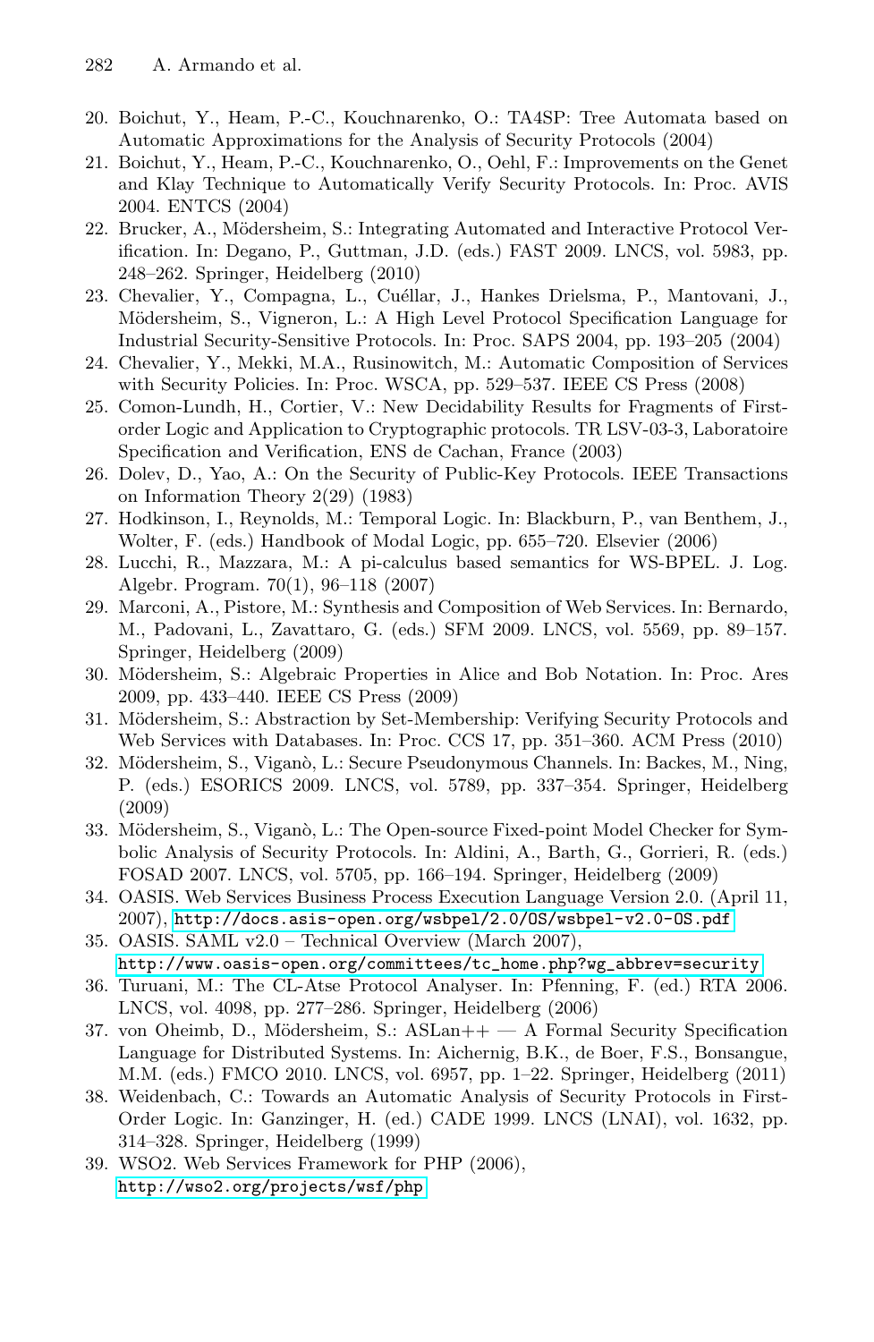20. Boichut, Y., Heam, P.-C., Kouchnarenko, O.: TA4SP: Tree Automata based on Automatic Approximations for the Analysis of Security Protocols (2004)
21. Boichut, Y., Heam, P.-C., Kouchnarenko, O., Oehl, F.: Improvements on the Genet and Klay Technique to Automatically Verify Security Protocols. In: Proc. AVIS 2004. ENTCS (2004)
22. Brucker, A., Mödersheim, S.: Integrating Automated and Interactive Protocol Verification. In: Degano, P., Guttman, J.D. (eds.) FAST 2009. LNCS, vol. 5983, pp. 248–262. Springer, Heidelberg (2010)
23. Chevalier, Y., Compagna, L., Cuéllar, J., Hankes Drielsma, P., Mantovani, J., Mödersheim, S., Vigneron, L.: A High Level Protocol Specification Language for Industrial Security-Sensitive Protocols. In: Proc. SAPS 2004, pp. 193–205 (2004)
24. Chevalier, Y., Mekki, M.A., Rusinowitch, M.: Automatic Composition of Services with Security Policies. In: Proc. WSCA, pp. 529–537. IEEE CS Press (2008)
25. Comon-Lundh, H., Cortier, V.: New Decidability Results for Fragments of First-order Logic and Application to Cryptographic protocols. TR LSV-03-3, Laboratoire Specification and Verification, ENS de Cachan, France (2003)
26. Dolev, D., Yao, A.: On the Security of Public-Key Protocols. IEEE Transactions on Information Theory 2(29) (1983)
27. Hodkinson, I., Reynolds, M.: Temporal Logic. In: Blackburn, P., van Benthem, J., Wolter, F. (eds.) Handbook of Modal Logic, pp. 655–720. Elsevier (2006)
28. Lucchi, R., Mazzara, M.: A pi-calculus based semantics for WS-BPEL. J. Log. Algebr. Program. 70(1), 96–118 (2007)
29. Marconi, A., Pistore, M.: Synthesis and Composition of Web Services. In: Bernardo, M., Padovani, L., Zavattaro, G. (eds.) SFM 2009. LNCS, vol. 5569, pp. 89–157. Springer, Heidelberg (2009)
30. Mödersheim, S.: Algebraic Properties in Alice and Bob Notation. In: Proc. Ares 2009, pp. 433–440. IEEE CS Press (2009)
31. Mödersheim, S.: Abstraction by Set-Membership: Verifying Security Protocols and Web Services with Databases. In: Proc. CCS 17, pp. 351–360. ACM Press (2010)
32. Mödersheim, S., Viganò, L.: Secure Pseudonymous Channels. In: Backes, M., Ning, P. (eds.) ESORICS 2009. LNCS, vol. 5789, pp. 337–354. Springer, Heidelberg (2009)
33. Mödersheim, S., Viganò, L.: The Open-source Fixed-point Model Checker for Symbolic Analysis of Security Protocols. In: Aldini, A., Barth, G., Gorrieri, R. (eds.) FOSAD 2007. LNCS, vol. 5705, pp. 166–194. Springer, Heidelberg (2009)
34. OASIS. Web Services Business Process Execution Language Version 2.0. (April 11, 2007), http://docs.asis-open.org/wsbpel/2.0/OS/wsbpel-v2.0-OS.pdf
35. OASIS. SAML v2.0 – Technical Overview (March 2007), http://www.oasis-open.org/committees/tc_home.php?wg_abbrev=security
36. Turuani, M.: The CL-Atse Protocol Analyser. In: Pfenning, F. (ed.) RTA 2006. LNCS, vol. 4098, pp. 277–286. Springer, Heidelberg (2006)
37. von Oheimb, D., Mödersheim, S.: ASLan++ — A Formal Security Specification Language for Distributed Systems. In: Aichernig, B.K., de Boer, F.S., Bonsangue, M.M. (eds.) FMCO 2010. LNCS, vol. 6957, pp. 1–22. Springer, Heidelberg (2011)
38. Weidenbach, C.: Towards an Automatic Analysis of Security Protocols in First-Order Logic. In: Ganzinger, H. (ed.) CADE 1999. LNCS (LNAI), vol. 1632, pp. 314–328. Springer, Heidelberg (1999)
39. WSO2. Web Services Framework for PHP (2006), http://wso2.org/projects/wsf/php